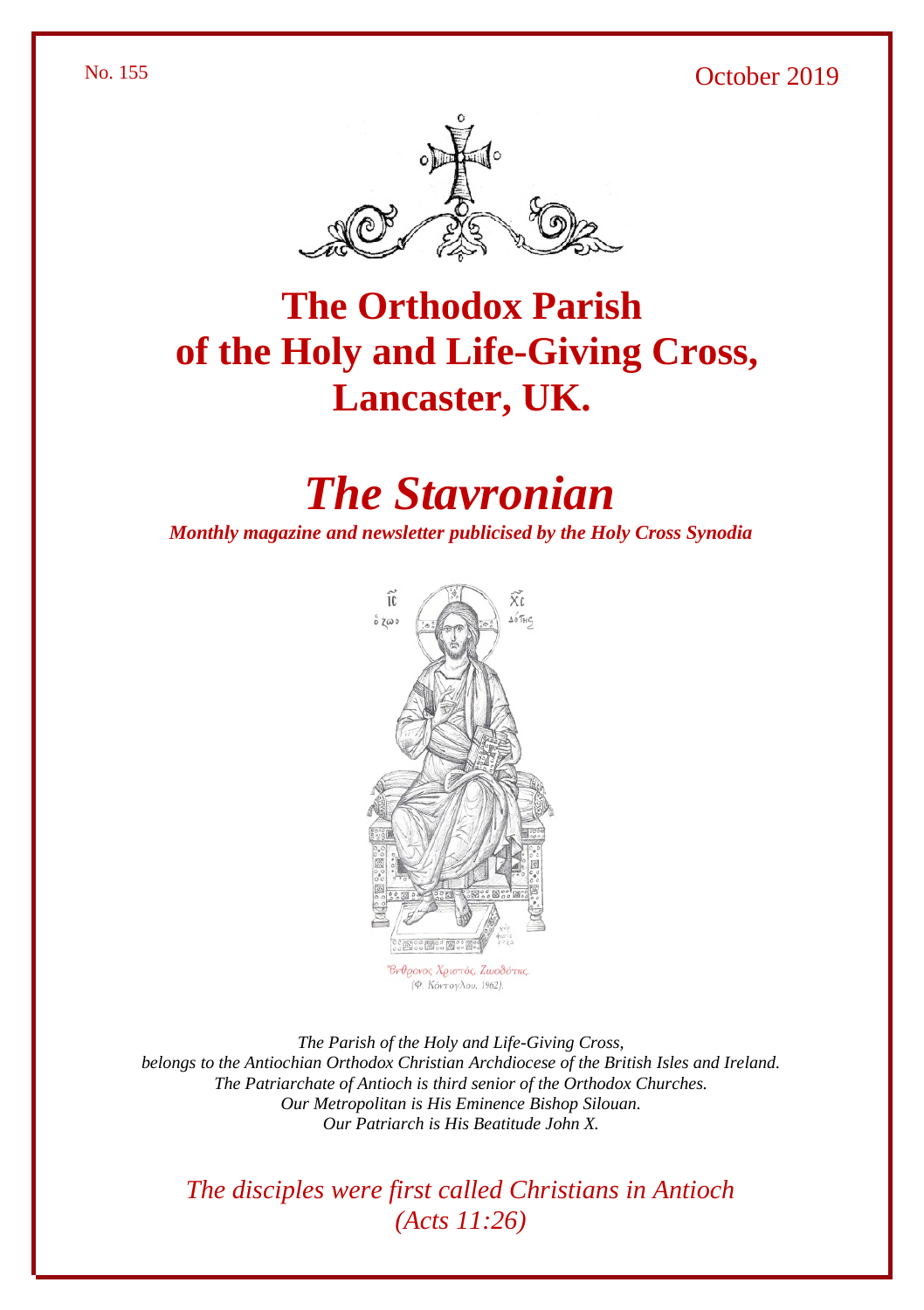No. 155 October 2019

# The Orthodox Parish of the Holy and Life-Giving Cross, Lancaster, UK.

# *The Stavronian*

***Monthly magazine and newsletter publicised by the Holy Cross Synodia***

*Ἔνθρονος Χριστός, Ζωοδότης.*
*(Φ. Κόντογλου, 1962).*

*The Parish of the Holy and Life-Giving Cross,*
*belongs to the Antiochian Orthodox Christian Archdiocese of the British Isles and Ireland.*
*The Patriarchate of Antioch is third senior of the Orthodox Churches.*
*Our Metropolitan is His Eminence Bishop Silouan.*
*Our Patriarch is His Beatitude John X.*

*The disciples were first called Christians in Antioch*
*(Acts 11:26)*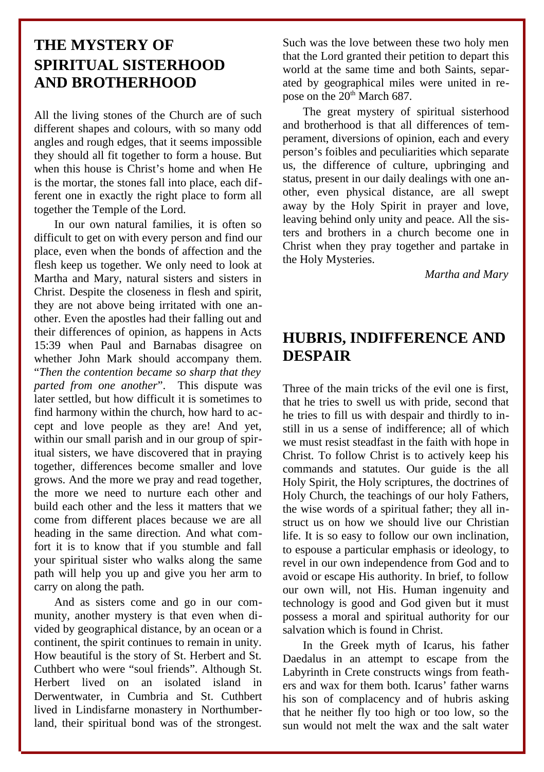## THE MYSTERY OF SPIRITUAL SISTERHOOD AND BROTHERHOOD

All the living stones of the Church are of such different shapes and colours, with so many odd angles and rough edges, that it seems impossible they should all fit together to form a house. But when this house is Christ's home and when He is the mortar, the stones fall into place, each different one in exactly the right place to form all together the Temple of the Lord.

In our own natural families, it is often so difficult to get on with every person and find our place, even when the bonds of affection and the flesh keep us together. We only need to look at Martha and Mary, natural sisters and sisters in Christ. Despite the closeness in flesh and spirit, they are not above being irritated with one another. Even the apostles had their falling out and their differences of opinion, as happens in Acts 15:39 when Paul and Barnabas disagree on whether John Mark should accompany them. "*Then the contention became so sharp that they parted from one another*". This dispute was later settled, but how difficult it is sometimes to find harmony within the church, how hard to accept and love people as they are! And yet, within our small parish and in our group of spiritual sisters, we have discovered that in praying together, differences become smaller and love grows. And the more we pray and read together, the more we need to nurture each other and build each other and the less it matters that we come from different places because we are all heading in the same direction. And what comfort it is to know that if you stumble and fall your spiritual sister who walks along the same path will help you up and give you her arm to carry on along the path.

And as sisters come and go in our community, another mystery is that even when divided by geographical distance, by an ocean or a continent, the spirit continues to remain in unity. How beautiful is the story of St. Herbert and St. Cuthbert who were "soul friends". Although St. Herbert lived on an isolated island in Derwentwater, in Cumbria and St. Cuthbert lived in Lindisfarne monastery in Northumberland, their spiritual bond was of the strongest. Such was the love between these two holy men that the Lord granted their petition to depart this world at the same time and both Saints, separated by geographical miles were united in repose on the 20th March 687.

The great mystery of spiritual sisterhood and brotherhood is that all differences of temperament, diversions of opinion, each and every person's foibles and peculiarities which separate us, the difference of culture, upbringing and status, present in our daily dealings with one another, even physical distance, are all swept away by the Holy Spirit in prayer and love, leaving behind only unity and peace. All the sisters and brothers in a church become one in Christ when they pray together and partake in the Holy Mysteries.

*Martha and Mary*

## HUBRIS, INDIFFERENCE AND DESPAIR

Three of the main tricks of the evil one is first, that he tries to swell us with pride, second that he tries to fill us with despair and thirdly to instill in us a sense of indifference; all of which we must resist steadfast in the faith with hope in Christ. To follow Christ is to actively keep his commands and statutes. Our guide is the all Holy Spirit, the Holy scriptures, the doctrines of Holy Church, the teachings of our holy Fathers, the wise words of a spiritual father; they all instruct us on how we should live our Christian life. It is so easy to follow our own inclination, to espouse a particular emphasis or ideology, to revel in our own independence from God and to avoid or escape His authority. In brief, to follow our own will, not His. Human ingenuity and technology is good and God given but it must possess a moral and spiritual authority for our salvation which is found in Christ.

In the Greek myth of Icarus, his father Daedalus in an attempt to escape from the Labyrinth in Crete constructs wings from feathers and wax for them both. Icarus' father warns his son of complacency and of hubris asking that he neither fly too high or too low, so the sun would not melt the wax and the salt water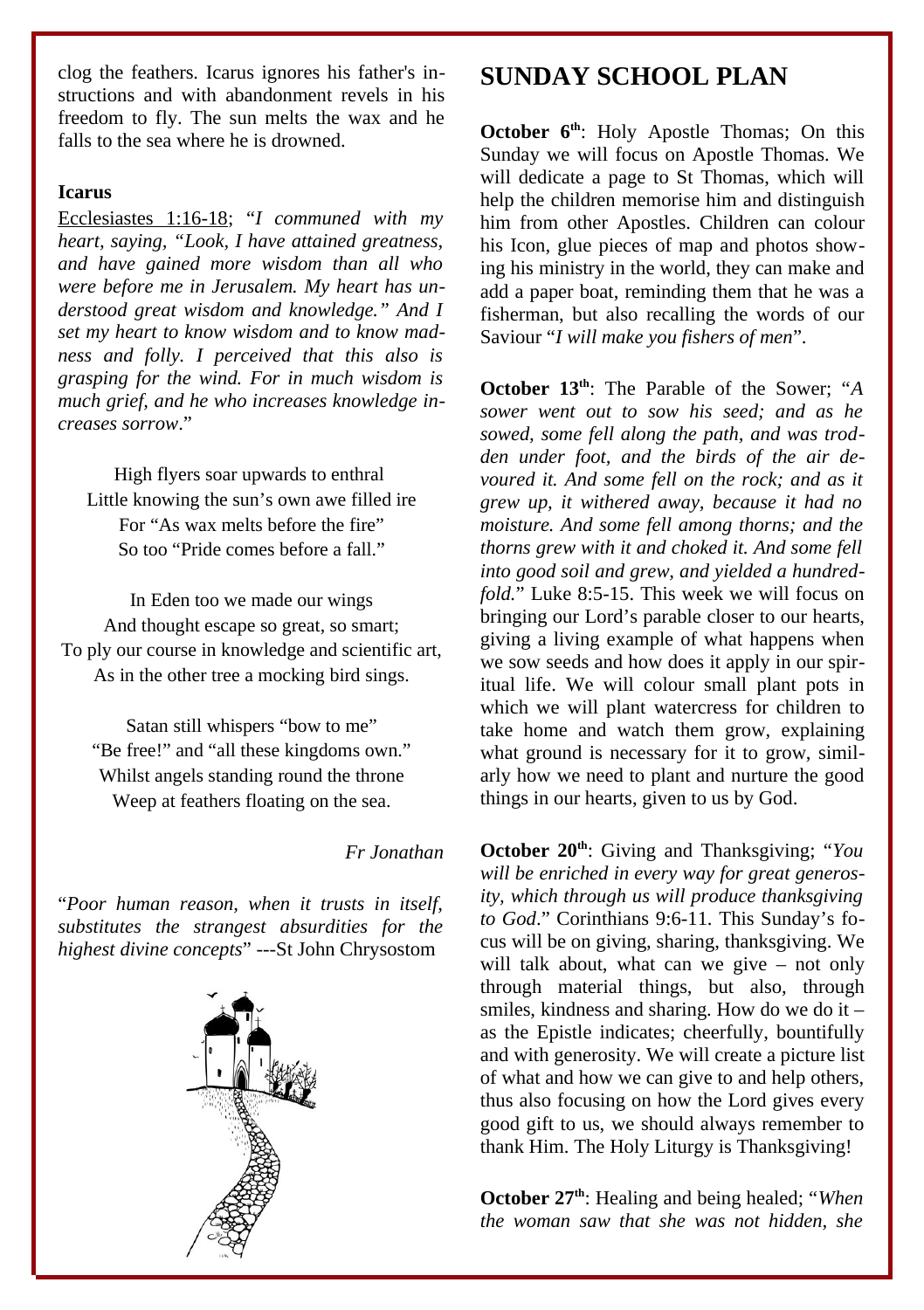clog the feathers. Icarus ignores his father's instructions and with abandonment revels in his freedom to fly. The sun melts the wax and he falls to the sea where he is drowned.

**Icarus**

Ecclesiastes 1:16-18; "*I communed with my heart, saying, "Look, I have attained greatness, and have gained more wisdom than all who were before me in Jerusalem. My heart has understood great wisdom and knowledge." And I set my heart to know wisdom and to know madness and folly. I perceived that this also is grasping for the wind. For in much wisdom is much grief, and he who increases knowledge increases sorrow*."

High flyers soar upwards to enthral
Little knowing the sun's own awe filled ire
For "As wax melts before the fire"
So too "Pride comes before a fall."

In Eden too we made our wings
And thought escape so great, so smart;
To ply our course in knowledge and scientific art,
As in the other tree a mocking bird sings.

Satan still whispers "bow to me"
"Be free!" and "all these kingdoms own."
Whilst angels standing round the throne
Weep at feathers floating on the sea.

*Fr Jonathan*

"*Poor human reason, when it trusts in itself, substitutes the strangest absurdities for the highest divine concepts*" ---St John Chrysostom

## SUNDAY SCHOOL PLAN

**October 6th**: Holy Apostle Thomas; On this Sunday we will focus on Apostle Thomas. We will dedicate a page to St Thomas, which will help the children memorise him and distinguish him from other Apostles. Children can colour his Icon, glue pieces of map and photos showing his ministry in the world, they can make and add a paper boat, reminding them that he was a fisherman, but also recalling the words of our Saviour "*I will make you fishers of men*".

**October 13th**: The Parable of the Sower; "*A sower went out to sow his seed; and as he sowed, some fell along the path, and was trodden under foot, and the birds of the air devoured it. And some fell on the rock; and as it grew up, it withered away, because it had no moisture. And some fell among thorns; and the thorns grew with it and choked it. And some fell into good soil and grew, and yielded a hundredfold.*" Luke 8:5-15. This week we will focus on bringing our Lord's parable closer to our hearts, giving a living example of what happens when we sow seeds and how does it apply in our spiritual life. We will colour small plant pots in which we will plant watercress for children to take home and watch them grow, explaining what ground is necessary for it to grow, similarly how we need to plant and nurture the good things in our hearts, given to us by God.

**October 20th**: Giving and Thanksgiving; "*You will be enriched in every way for great generosity, which through us will produce thanksgiving to God*." Corinthians 9:6-11. This Sunday's focus will be on giving, sharing, thanksgiving. We will talk about, what can we give – not only through material things, but also, through smiles, kindness and sharing. How do we do it – as the Epistle indicates; cheerfully, bountifully and with generosity. We will create a picture list of what and how we can give to and help others, thus also focusing on how the Lord gives every good gift to us, we should always remember to thank Him. The Holy Liturgy is Thanksgiving!

**October 27th**: Healing and being healed; "*When the woman saw that she was not hidden, she*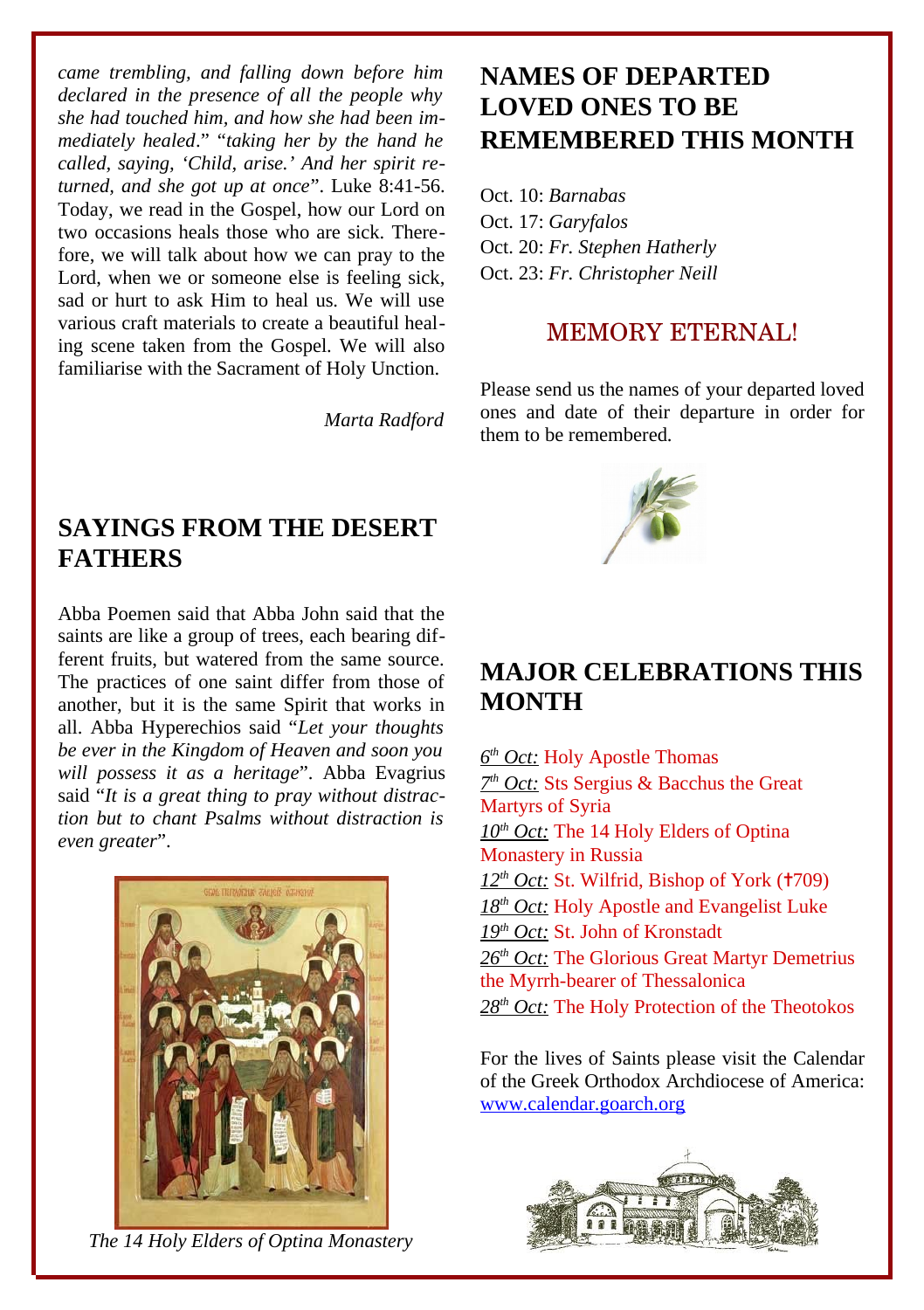*came trembling, and falling down before him declared in the presence of all the people why she had touched him, and how she had been immediately healed*." "*taking her by the hand he called, saying, 'Child, arise.' And her spirit returned, and she got up at once*". Luke 8:41-56. Today, we read in the Gospel, how our Lord on two occasions heals those who are sick. Therefore, we will talk about how we can pray to the Lord, when we or someone else is feeling sick, sad or hurt to ask Him to heal us. We will use various craft materials to create a beautiful healing scene taken from the Gospel. We will also familiarise with the Sacrament of Holy Unction.

*Marta Radford*

## SAYINGS FROM THE DESERT FATHERS

Abba Poemen said that Abba John said that the saints are like a group of trees, each bearing different fruits, but watered from the same source. The practices of one saint differ from those of another, but it is the same Spirit that works in all. Abba Hyperechios said "*Let your thoughts be ever in the Kingdom of Heaven and soon you will possess it as a heritage*". Abba Evagrius said "*It is a great thing to pray without distraction but to chant Psalms without distraction is even greater*".

*The 14 Holy Elders of Optina Monastery*

## NAMES OF DEPARTED LOVED ONES TO BE REMEMBERED THIS MONTH

Oct. 10: *Barnabas*
Oct. 17: *Garyfalos*
Oct. 20: *Fr. Stephen Hatherly*
Oct. 23: *Fr. Christopher Neill*

### MEMORY ETERNAL!

Please send us the names of your departed loved ones and date of their departure in order for them to be remembered.

## MAJOR CELEBRATIONS THIS MONTH

*6th Oct:* Holy Apostle Thomas
*7th Oct:* Sts Sergius & Bacchus the Great Martyrs of Syria
*10th Oct:* The 14 Holy Elders of Optina Monastery in Russia
*12th Oct:* St. Wilfrid, Bishop of York (†709)
*18th Oct:* Holy Apostle and Evangelist Luke
*19th Oct:* St. John of Kronstadt
*26th Oct:* The Glorious Great Martyr Demetrius the Myrrh-bearer of Thessalonica
*28th Oct:* The Holy Protection of the Theotokos

For the lives of Saints please visit the Calendar of the Greek Orthodox Archdiocese of America: www.calendar.goarch.org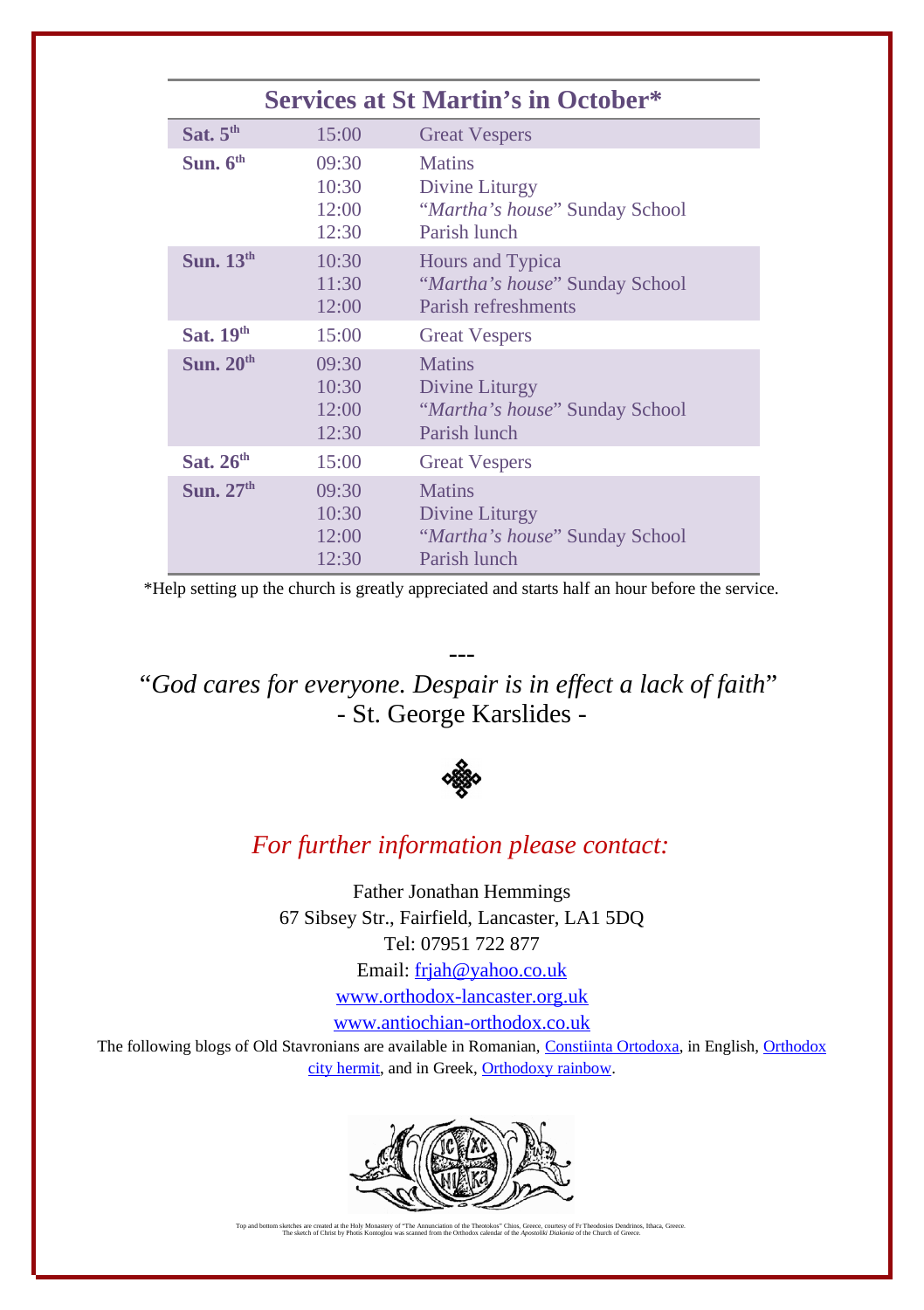## Services at St Martin's in October*

| | | |
|---|---|---|
| **Sat. 5th** | 15:00 | Great Vespers |
| **Sun. 6th** | 09:30<br>10:30<br>12:00<br>12:30 | Matins<br>Divine Liturgy<br>"*Martha's house*" Sunday School<br>Parish lunch |
| **Sun. 13th** | 10:30<br>11:30<br>12:00 | Hours and Typica<br>"*Martha's house*" Sunday School<br>Parish refreshments |
| **Sat. 19th** | 15:00 | Great Vespers |
| **Sun. 20th** | 09:30<br>10:30<br>12:00<br>12:30 | Matins<br>Divine Liturgy<br>"*Martha's house*" Sunday School<br>Parish lunch |
| **Sat. 26th** | 15:00 | Great Vespers |
| **Sun. 27th** | 09:30<br>10:30<br>12:00<br>12:30 | Matins<br>Divine Liturgy<br>"*Martha's house*" Sunday School<br>Parish lunch |

*Help setting up the church is greatly appreciated and starts half an hour before the service.

---

"*God cares for everyone. Despair is in effect a lack of faith*"
- St. George Karslides -

*For further information please contact:*

Father Jonathan Hemmings
67 Sibsey Str., Fairfield, Lancaster, LA1 5DQ
Tel: 07951 722 877
Email: frjah@yahoo.co.uk
www.orthodox-lancaster.org.uk
www.antiochian-orthodox.co.uk

The following blogs of Old Stavronians are available in Romanian, Constiinta Ortodoxa, in English, Orthodox city hermit, and in Greek, Orthodoxy rainbow.

Top and bottom sketches are created at the Holy Monastery of "The Annunciation of the Theotokos" Chios, Greece, courtesy of Fr Theodosios Dendrinos, Ithaca, Greece. The sketch of Christ by Photis Kontoglou was scanned from the Orthodox calendar of the *Apostoliki Diakonia* of the Church of Greece.